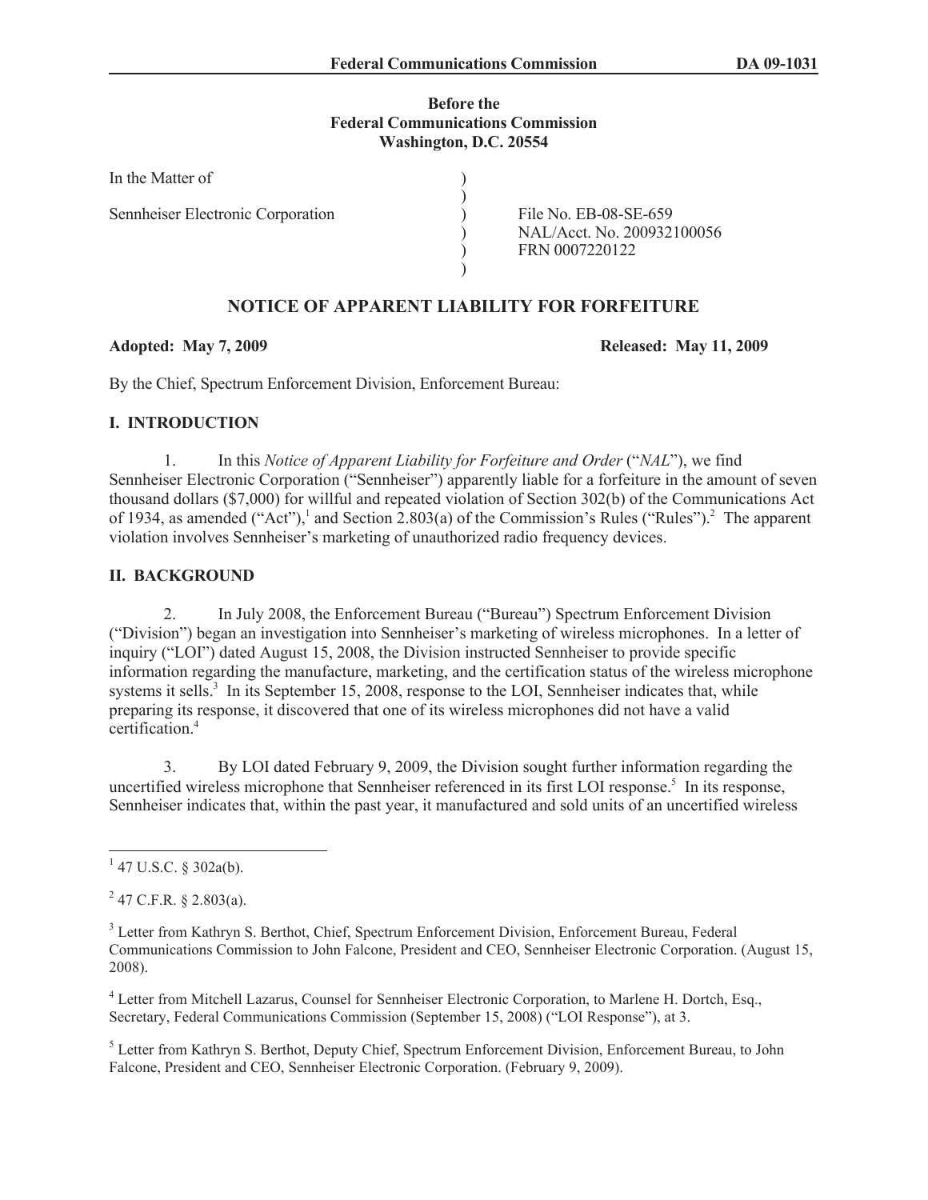**Before the**
**Federal Communications Commission**
**Washington, D.C. 20554**

| | | |
|---|---|---|
| In the Matter of | ) | |
| | ) | |
| Sennheiser Electronic Corporation | ) | File No. EB-08-SE-659 |
| | ) | NAL/Acct. No. 200932100056 |
| | ) | FRN 0007220122 |
| | ) | |

## NOTICE OF APPARENT LIABILITY FOR FORFEITURE

**Adopted: May 7, 2009** **Released: May 11, 2009**

By the Chief, Spectrum Enforcement Division, Enforcement Bureau:

### I. INTRODUCTION

1. In this *Notice of Apparent Liability for Forfeiture and Order* ("*NAL*"), we find Sennheiser Electronic Corporation ("Sennheiser") apparently liable for a forfeiture in the amount of seven thousand dollars ($7,000) for willful and repeated violation of Section 302(b) of the Communications Act of 1934, as amended ("Act"),[1] and Section 2.803(a) of the Commission's Rules ("Rules").[2] The apparent violation involves Sennheiser's marketing of unauthorized radio frequency devices.

### II. BACKGROUND

2. In July 2008, the Enforcement Bureau ("Bureau") Spectrum Enforcement Division ("Division") began an investigation into Sennheiser's marketing of wireless microphones. In a letter of inquiry ("LOI") dated August 15, 2008, the Division instructed Sennheiser to provide specific information regarding the manufacture, marketing, and the certification status of the wireless microphone systems it sells.[3] In its September 15, 2008, response to the LOI, Sennheiser indicates that, while preparing its response, it discovered that one of its wireless microphones did not have a valid certification.[4]

3. By LOI dated February 9, 2009, the Division sought further information regarding the uncertified wireless microphone that Sennheiser referenced in its first LOI response.[5] In its response, Sennheiser indicates that, within the past year, it manufactured and sold units of an uncertified wireless

---

[1] 47 U.S.C. § 302a(b).

[2] 47 C.F.R. § 2.803(a).

[3] Letter from Kathryn S. Berthot, Chief, Spectrum Enforcement Division, Enforcement Bureau, Federal Communications Commission to John Falcone, President and CEO, Sennheiser Electronic Corporation. (August 15, 2008).

[4] Letter from Mitchell Lazarus, Counsel for Sennheiser Electronic Corporation, to Marlene H. Dortch, Esq., Secretary, Federal Communications Commission (September 15, 2008) ("LOI Response"), at 3.

[5] Letter from Kathryn S. Berthot, Deputy Chief, Spectrum Enforcement Division, Enforcement Bureau, to John Falcone, President and CEO, Sennheiser Electronic Corporation. (February 9, 2009).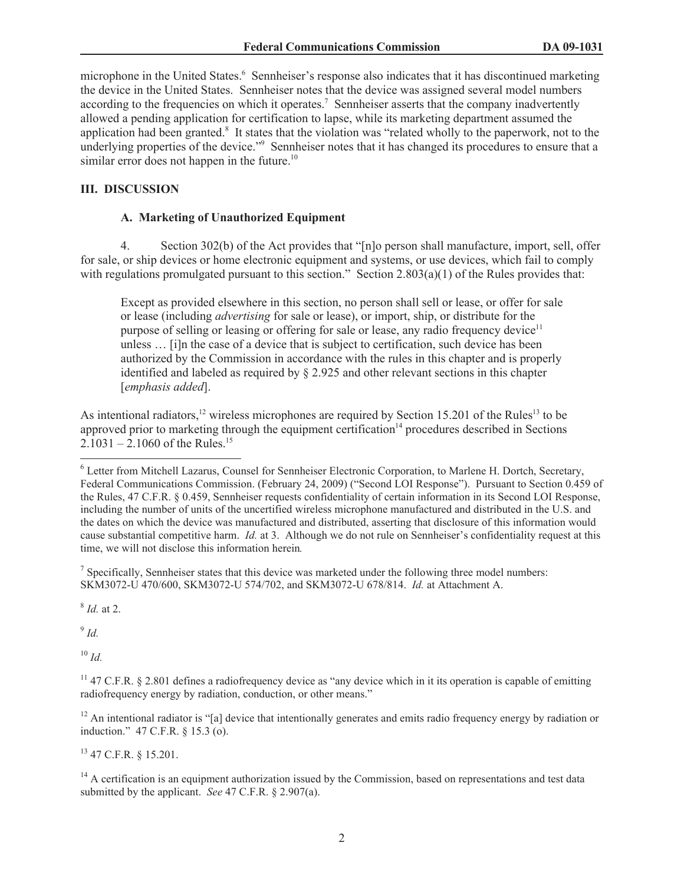microphone in the United States.[6] Sennheiser's response also indicates that it has discontinued marketing the device in the United States. Sennheiser notes that the device was assigned several model numbers according to the frequencies on which it operates.[7] Sennheiser asserts that the company inadvertently allowed a pending application for certification to lapse, while its marketing department assumed the application had been granted.[8] It states that the violation was "related wholly to the paperwork, not to the underlying properties of the device."[9] Sennheiser notes that it has changed its procedures to ensure that a similar error does not happen in the future.[10]

## III. DISCUSSION

### A. Marketing of Unauthorized Equipment

4. Section 302(b) of the Act provides that "[n]o person shall manufacture, import, sell, offer for sale, or ship devices or home electronic equipment and systems, or use devices, which fail to comply with regulations promulgated pursuant to this section." Section 2.803(a)(1) of the Rules provides that:

> Except as provided elsewhere in this section, no person shall sell or lease, or offer for sale or lease (including *advertising* for sale or lease), or import, ship, or distribute for the purpose of selling or leasing or offering for sale or lease, any radio frequency device[11] unless … [i]n the case of a device that is subject to certification, such device has been authorized by the Commission in accordance with the rules in this chapter and is properly identified and labeled as required by § 2.925 and other relevant sections in this chapter [*emphasis added*].

As intentional radiators,[12] wireless microphones are required by Section 15.201 of the Rules[13] to be approved prior to marketing through the equipment certification[14] procedures described in Sections 2.1031 – 2.1060 of the Rules.[15]

---

[6] Letter from Mitchell Lazarus, Counsel for Sennheiser Electronic Corporation, to Marlene H. Dortch, Secretary, Federal Communications Commission. (February 24, 2009) ("Second LOI Response"). Pursuant to Section 0.459 of the Rules, 47 C.F.R. § 0.459, Sennheiser requests confidentiality of certain information in its Second LOI Response, including the number of units of the uncertified wireless microphone manufactured and distributed in the U.S. and the dates on which the device was manufactured and distributed, asserting that disclosure of this information would cause substantial competitive harm. *Id.* at 3. Although we do not rule on Sennheiser's confidentiality request at this time, we will not disclose this information herein*.*

[7] Specifically, Sennheiser states that this device was marketed under the following three model numbers: SKM3072-U 470/600, SKM3072-U 574/702, and SKM3072-U 678/814. *Id.* at Attachment A.

[8] *Id.* at 2.

[9] *Id.*

[10] *Id.*

[11] 47 C.F.R. § 2.801 defines a radiofrequency device as "any device which in it its operation is capable of emitting radiofrequency energy by radiation, conduction, or other means."

[12] An intentional radiator is "[a] device that intentionally generates and emits radio frequency energy by radiation or induction." 47 C.F.R. § 15.3 (o).

[13] 47 C.F.R. § 15.201.

[14] A certification is an equipment authorization issued by the Commission, based on representations and test data submitted by the applicant. *See* 47 C.F.R. § 2.907(a).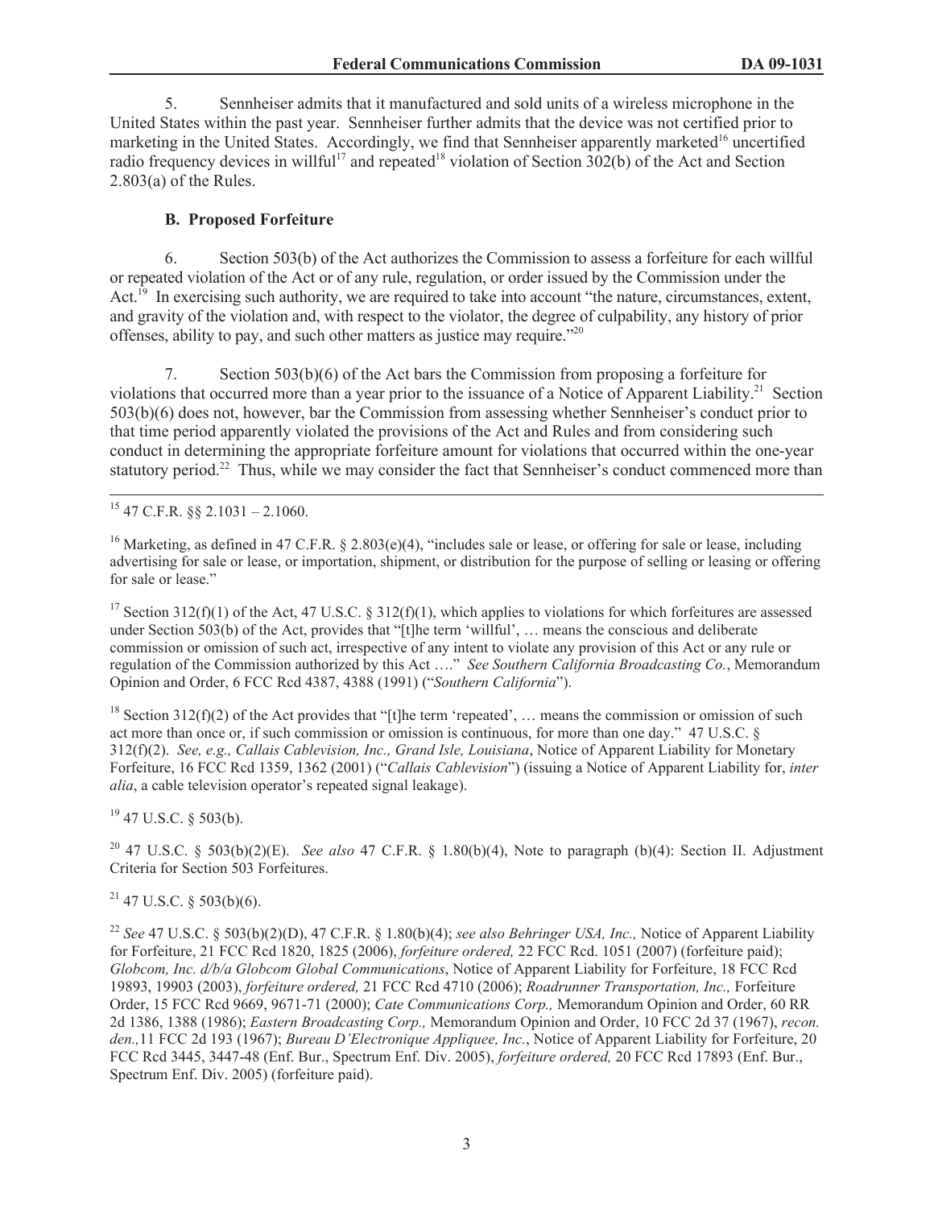5. Sennheiser admits that it manufactured and sold units of a wireless microphone in the United States within the past year. Sennheiser further admits that the device was not certified prior to marketing in the United States. Accordingly, we find that Sennheiser apparently marketed[16] uncertified radio frequency devices in willful[17] and repeated[18] violation of Section 302(b) of the Act and Section 2.803(a) of the Rules.

### B. Proposed Forfeiture

6. Section 503(b) of the Act authorizes the Commission to assess a forfeiture for each willful or repeated violation of the Act or of any rule, regulation, or order issued by the Commission under the Act.[19] In exercising such authority, we are required to take into account "the nature, circumstances, extent, and gravity of the violation and, with respect to the violator, the degree of culpability, any history of prior offenses, ability to pay, and such other matters as justice may require."[20]

7. Section 503(b)(6) of the Act bars the Commission from proposing a forfeiture for violations that occurred more than a year prior to the issuance of a Notice of Apparent Liability.[21] Section 503(b)(6) does not, however, bar the Commission from assessing whether Sennheiser's conduct prior to that time period apparently violated the provisions of the Act and Rules and from considering such conduct in determining the appropriate forfeiture amount for violations that occurred within the one-year statutory period.[22] Thus, while we may consider the fact that Sennheiser's conduct commenced more than

---

[15] 47 C.F.R. §§ 2.1031 – 2.1060.

[16] Marketing, as defined in 47 C.F.R. § 2.803(e)(4), "includes sale or lease, or offering for sale or lease, including advertising for sale or lease, or importation, shipment, or distribution for the purpose of selling or leasing or offering for sale or lease."

[17] Section 312(f)(1) of the Act, 47 U.S.C. § 312(f)(1), which applies to violations for which forfeitures are assessed under Section 503(b) of the Act, provides that "[t]he term 'willful', … means the conscious and deliberate commission or omission of such act, irrespective of any intent to violate any provision of this Act or any rule or regulation of the Commission authorized by this Act …." *See Southern California Broadcasting Co.*, Memorandum Opinion and Order, 6 FCC Rcd 4387, 4388 (1991) ("*Southern California*").

[18] Section 312(f)(2) of the Act provides that "[t]he term 'repeated', … means the commission or omission of such act more than once or, if such commission or omission is continuous, for more than one day." 47 U.S.C. § 312(f)(2). *See, e.g., Callais Cablevision, Inc., Grand Isle, Louisiana*, Notice of Apparent Liability for Monetary Forfeiture, 16 FCC Rcd 1359, 1362 (2001) ("*Callais Cablevision*") (issuing a Notice of Apparent Liability for, *inter alia*, a cable television operator's repeated signal leakage).

[19] 47 U.S.C. § 503(b).

[20] 47 U.S.C. § 503(b)(2)(E). *See also* 47 C.F.R. § 1.80(b)(4), Note to paragraph (b)(4): Section II. Adjustment Criteria for Section 503 Forfeitures.

[21] 47 U.S.C. § 503(b)(6).

[22] *See* 47 U.S.C. § 503(b)(2)(D), 47 C.F.R. § 1.80(b)(4); *see also Behringer USA, Inc.,* Notice of Apparent Liability for Forfeiture, 21 FCC Rcd 1820, 1825 (2006), *forfeiture ordered,* 22 FCC Rcd. 1051 (2007) (forfeiture paid); *Globcom, Inc. d/b/a Globcom Global Communications*, Notice of Apparent Liability for Forfeiture, 18 FCC Rcd 19893, 19903 (2003), *forfeiture ordered,* 21 FCC Rcd 4710 (2006); *Roadrunner Transportation, Inc.,* Forfeiture Order, 15 FCC Rcd 9669, 9671-71 (2000); *Cate Communications Corp.,* Memorandum Opinion and Order, 60 RR 2d 1386, 1388 (1986); *Eastern Broadcasting Corp.,* Memorandum Opinion and Order, 10 FCC 2d 37 (1967), *recon. den.,*11 FCC 2d 193 (1967); *Bureau D'Electronique Appliquee, Inc.*, Notice of Apparent Liability for Forfeiture, 20 FCC Rcd 3445, 3447-48 (Enf. Bur., Spectrum Enf. Div. 2005), *forfeiture ordered,* 20 FCC Rcd 17893 (Enf. Bur., Spectrum Enf. Div. 2005) (forfeiture paid).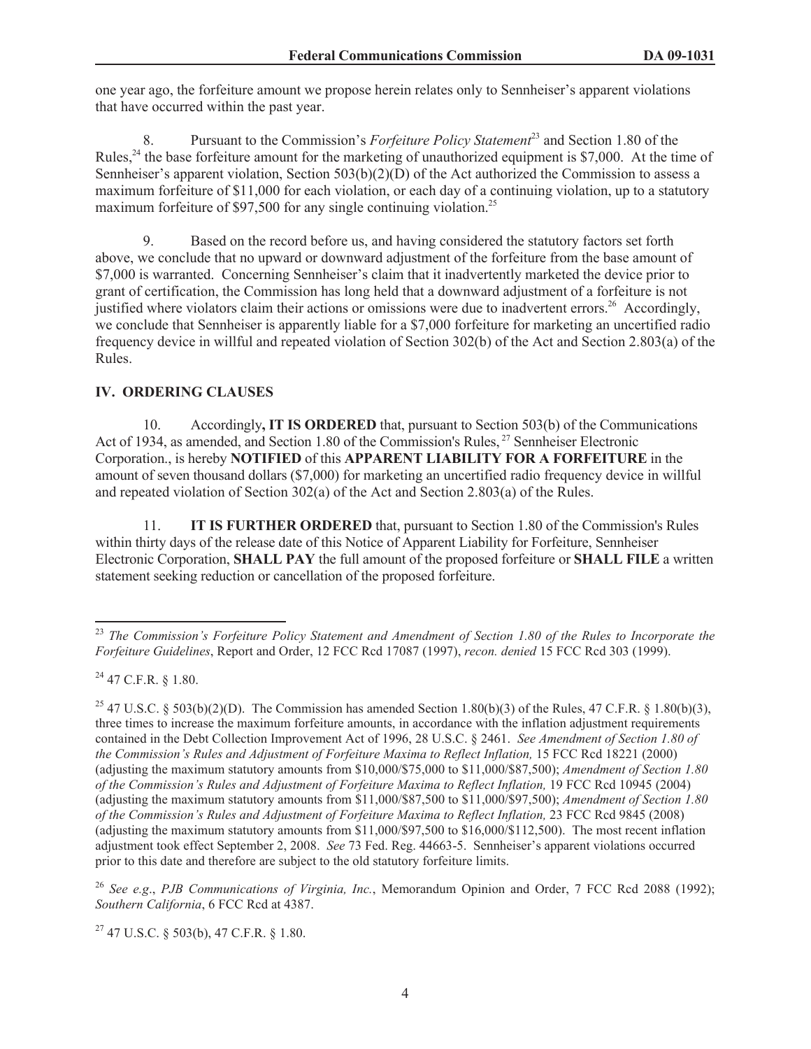one year ago, the forfeiture amount we propose herein relates only to Sennheiser's apparent violations that have occurred within the past year.

8. Pursuant to the Commission's *Forfeiture Policy Statement*[23] and Section 1.80 of the Rules,[24] the base forfeiture amount for the marketing of unauthorized equipment is $7,000. At the time of Sennheiser's apparent violation, Section 503(b)(2)(D) of the Act authorized the Commission to assess a maximum forfeiture of $11,000 for each violation, or each day of a continuing violation, up to a statutory maximum forfeiture of $97,500 for any single continuing violation.[25]

9. Based on the record before us, and having considered the statutory factors set forth above, we conclude that no upward or downward adjustment of the forfeiture from the base amount of $7,000 is warranted. Concerning Sennheiser's claim that it inadvertently marketed the device prior to grant of certification, the Commission has long held that a downward adjustment of a forfeiture is not justified where violators claim their actions or omissions were due to inadvertent errors.[26] Accordingly, we conclude that Sennheiser is apparently liable for a $7,000 forfeiture for marketing an uncertified radio frequency device in willful and repeated violation of Section 302(b) of the Act and Section 2.803(a) of the Rules.

## IV. ORDERING CLAUSES

10. Accordingly**, IT IS ORDERED** that, pursuant to Section 503(b) of the Communications Act of 1934, as amended, and Section 1.80 of the Commission's Rules,[27] Sennheiser Electronic Corporation., is hereby **NOTIFIED** of this **APPARENT LIABILITY FOR A FORFEITURE** in the amount of seven thousand dollars ($7,000) for marketing an uncertified radio frequency device in willful and repeated violation of Section 302(a) of the Act and Section 2.803(a) of the Rules.

11. **IT IS FURTHER ORDERED** that, pursuant to Section 1.80 of the Commission's Rules within thirty days of the release date of this Notice of Apparent Liability for Forfeiture, Sennheiser Electronic Corporation, **SHALL PAY** the full amount of the proposed forfeiture or **SHALL FILE** a written statement seeking reduction or cancellation of the proposed forfeiture.

---

[23] *The Commission's Forfeiture Policy Statement and Amendment of Section 1.80 of the Rules to Incorporate the Forfeiture Guidelines*, Report and Order, 12 FCC Rcd 17087 (1997), *recon. denied* 15 FCC Rcd 303 (1999).

[24] 47 C.F.R. § 1.80.

[25] 47 U.S.C. § 503(b)(2)(D). The Commission has amended Section 1.80(b)(3) of the Rules, 47 C.F.R. § 1.80(b)(3), three times to increase the maximum forfeiture amounts, in accordance with the inflation adjustment requirements contained in the Debt Collection Improvement Act of 1996, 28 U.S.C. § 2461. *See Amendment of Section 1.80 of the Commission's Rules and Adjustment of Forfeiture Maxima to Reflect Inflation,* 15 FCC Rcd 18221 (2000) (adjusting the maximum statutory amounts from $10,000/$75,000 to $11,000/$87,500); *Amendment of Section 1.80 of the Commission's Rules and Adjustment of Forfeiture Maxima to Reflect Inflation,* 19 FCC Rcd 10945 (2004) (adjusting the maximum statutory amounts from $11,000/$87,500 to $11,000/$97,500); *Amendment of Section 1.80 of the Commission's Rules and Adjustment of Forfeiture Maxima to Reflect Inflation,* 23 FCC Rcd 9845 (2008) (adjusting the maximum statutory amounts from $11,000/$97,500 to $16,000/$112,500). The most recent inflation adjustment took effect September 2, 2008. *See* 73 Fed. Reg. 44663-5. Sennheiser's apparent violations occurred prior to this date and therefore are subject to the old statutory forfeiture limits.

[26] *See e.g*., *PJB Communications of Virginia, Inc.*, Memorandum Opinion and Order, 7 FCC Rcd 2088 (1992); *Southern California*, 6 FCC Rcd at 4387.

[27] 47 U.S.C. § 503(b), 47 C.F.R. § 1.80.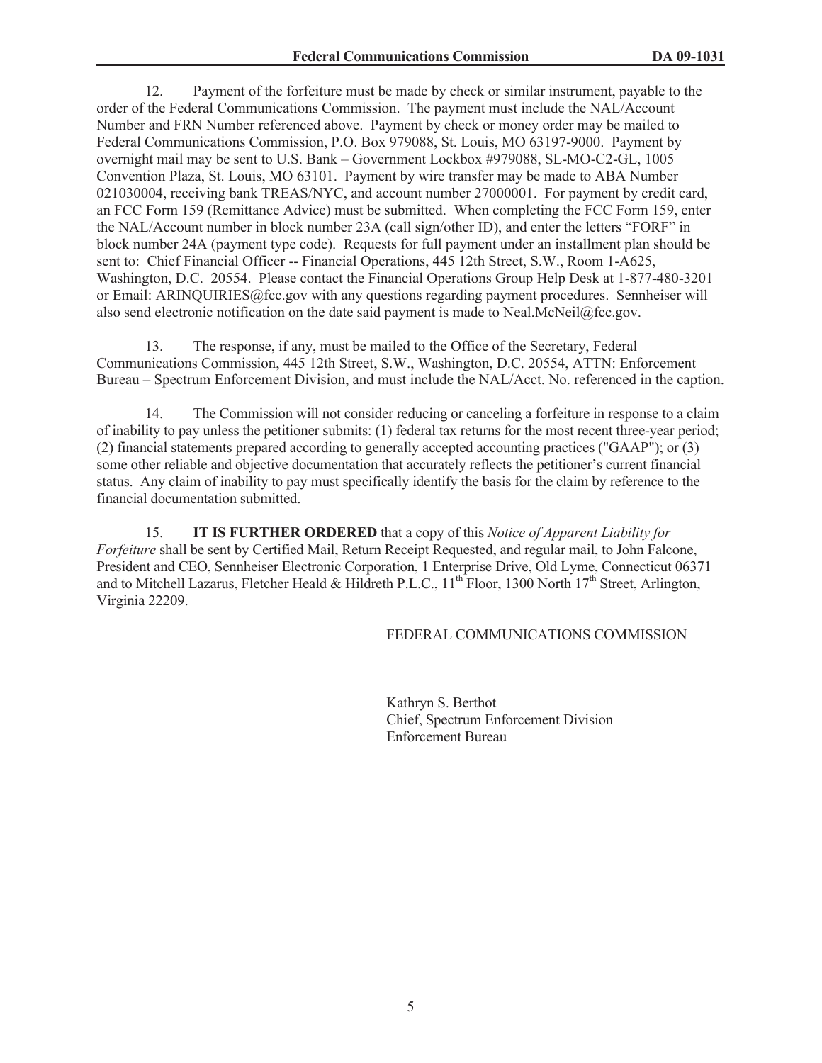12. Payment of the forfeiture must be made by check or similar instrument, payable to the order of the Federal Communications Commission. The payment must include the NAL/Account Number and FRN Number referenced above. Payment by check or money order may be mailed to Federal Communications Commission, P.O. Box 979088, St. Louis, MO 63197-9000. Payment by overnight mail may be sent to U.S. Bank – Government Lockbox #979088, SL-MO-C2-GL, 1005 Convention Plaza, St. Louis, MO 63101. Payment by wire transfer may be made to ABA Number 021030004, receiving bank TREAS/NYC, and account number 27000001. For payment by credit card, an FCC Form 159 (Remittance Advice) must be submitted. When completing the FCC Form 159, enter the NAL/Account number in block number 23A (call sign/other ID), and enter the letters "FORF" in block number 24A (payment type code). Requests for full payment under an installment plan should be sent to: Chief Financial Officer -- Financial Operations, 445 12th Street, S.W., Room 1-A625, Washington, D.C. 20554. Please contact the Financial Operations Group Help Desk at 1-877-480-3201 or Email: ARINQUIRIES@fcc.gov with any questions regarding payment procedures. Sennheiser will also send electronic notification on the date said payment is made to Neal.McNeil@fcc.gov.

13. The response, if any, must be mailed to the Office of the Secretary, Federal Communications Commission, 445 12th Street, S.W., Washington, D.C. 20554, ATTN: Enforcement Bureau – Spectrum Enforcement Division, and must include the NAL/Acct. No. referenced in the caption.

14. The Commission will not consider reducing or canceling a forfeiture in response to a claim of inability to pay unless the petitioner submits: (1) federal tax returns for the most recent three-year period; (2) financial statements prepared according to generally accepted accounting practices ("GAAP"); or (3) some other reliable and objective documentation that accurately reflects the petitioner's current financial status. Any claim of inability to pay must specifically identify the basis for the claim by reference to the financial documentation submitted.

15. **IT IS FURTHER ORDERED** that a copy of this *Notice of Apparent Liability for Forfeiture* shall be sent by Certified Mail, Return Receipt Requested, and regular mail, to John Falcone, President and CEO, Sennheiser Electronic Corporation, 1 Enterprise Drive, Old Lyme, Connecticut 06371 and to Mitchell Lazarus, Fletcher Heald & Hildreth P.L.C., 11th Floor, 1300 North 17th Street, Arlington, Virginia 22209.

FEDERAL COMMUNICATIONS COMMISSION

Kathryn S. Berthot
Chief, Spectrum Enforcement Division
Enforcement Bureau